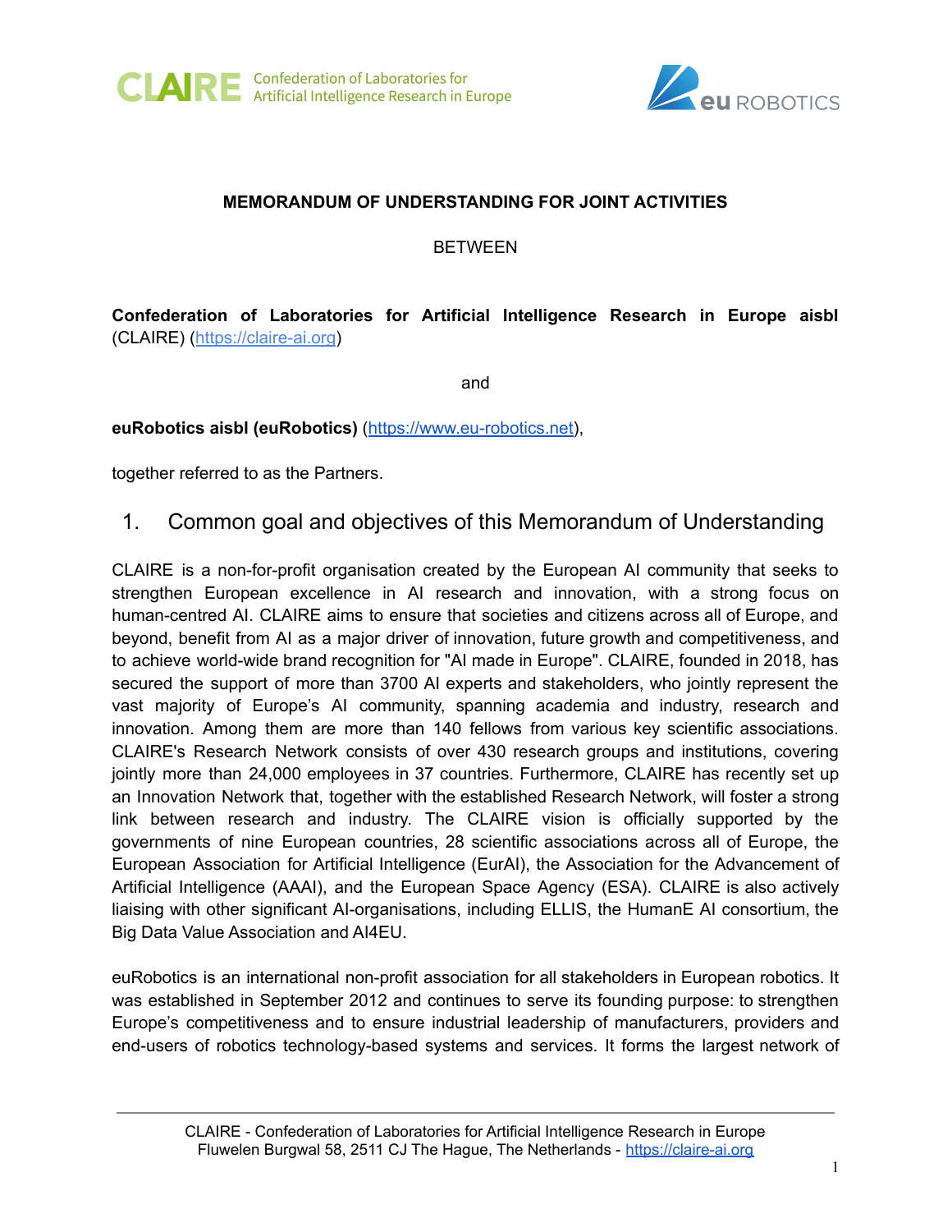**MEMORANDUM OF UNDERSTANDING FOR JOINT ACTIVITIES**

BETWEEN

**Confederation of Laboratories for Artificial Intelligence Research in Europe aisbl** (CLAIRE) (https://claire-ai.org)

and

**euRobotics aisbl (euRobotics)** (https://www.eu-robotics.net),

together referred to as the Partners.

## 1. Common goal and objectives of this Memorandum of Understanding

CLAIRE is a non-for-profit organisation created by the European AI community that seeks to strengthen European excellence in AI research and innovation, with a strong focus on human-centred AI. CLAIRE aims to ensure that societies and citizens across all of Europe, and beyond, benefit from AI as a major driver of innovation, future growth and competitiveness, and to achieve world-wide brand recognition for "AI made in Europe". CLAIRE, founded in 2018, has secured the support of more than 3700 AI experts and stakeholders, who jointly represent the vast majority of Europe's AI community, spanning academia and industry, research and innovation. Among them are more than 140 fellows from various key scientific associations. CLAIRE's Research Network consists of over 430 research groups and institutions, covering jointly more than 24,000 employees in 37 countries. Furthermore, CLAIRE has recently set up an Innovation Network that, together with the established Research Network, will foster a strong link between research and industry. The CLAIRE vision is officially supported by the governments of nine European countries, 28 scientific associations across all of Europe, the European Association for Artificial Intelligence (EurAI), the Association for the Advancement of Artificial Intelligence (AAAI), and the European Space Agency (ESA). CLAIRE is also actively liaising with other significant AI-organisations, including ELLIS, the HumanE AI consortium, the Big Data Value Association and AI4EU.

euRobotics is an international non-profit association for all stakeholders in European robotics. It was established in September 2012 and continues to serve its founding purpose: to strengthen Europe's competitiveness and to ensure industrial leadership of manufacturers, providers and end-users of robotics technology-based systems and services. It forms the largest network of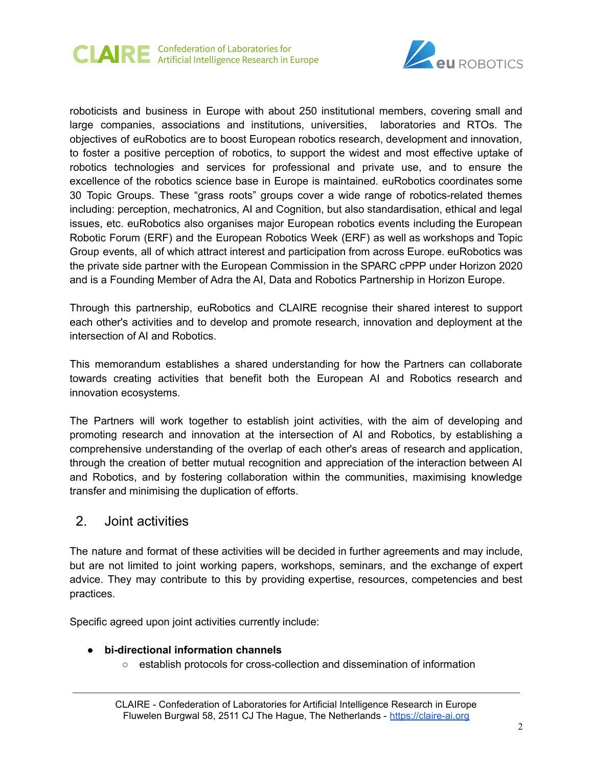roboticists and business in Europe with about 250 institutional members, covering small and large companies, associations and institutions, universities, laboratories and RTOs. The objectives of euRobotics are to boost European robotics research, development and innovation, to foster a positive perception of robotics, to support the widest and most effective uptake of robotics technologies and services for professional and private use, and to ensure the excellence of the robotics science base in Europe is maintained. euRobotics coordinates some 30 Topic Groups. These "grass roots" groups cover a wide range of robotics-related themes including: perception, mechatronics, AI and Cognition, but also standardisation, ethical and legal issues, etc. euRobotics also organises major European robotics events including the European Robotic Forum (ERF) and the European Robotics Week (ERF) as well as workshops and Topic Group events, all of which attract interest and participation from across Europe. euRobotics was the private side partner with the European Commission in the SPARC cPPP under Horizon 2020 and is a Founding Member of Adra the AI, Data and Robotics Partnership in Horizon Europe.

Through this partnership, euRobotics and CLAIRE recognise their shared interest to support each other's activities and to develop and promote research, innovation and deployment at the intersection of AI and Robotics.

This memorandum establishes a shared understanding for how the Partners can collaborate towards creating activities that benefit both the European AI and Robotics research and innovation ecosystems.

The Partners will work together to establish joint activities, with the aim of developing and promoting research and innovation at the intersection of AI and Robotics, by establishing a comprehensive understanding of the overlap of each other's areas of research and application, through the creation of better mutual recognition and appreciation of the interaction between AI and Robotics, and by fostering collaboration within the communities, maximising knowledge transfer and minimising the duplication of efforts.

## 2. Joint activities

The nature and format of these activities will be decided in further agreements and may include, but are not limited to joint working papers, workshops, seminars, and the exchange of expert advice. They may contribute to this by providing expertise, resources, competencies and best practices.

Specific agreed upon joint activities currently include:

- **bi-directional information channels**
  - establish protocols for cross-collection and dissemination of information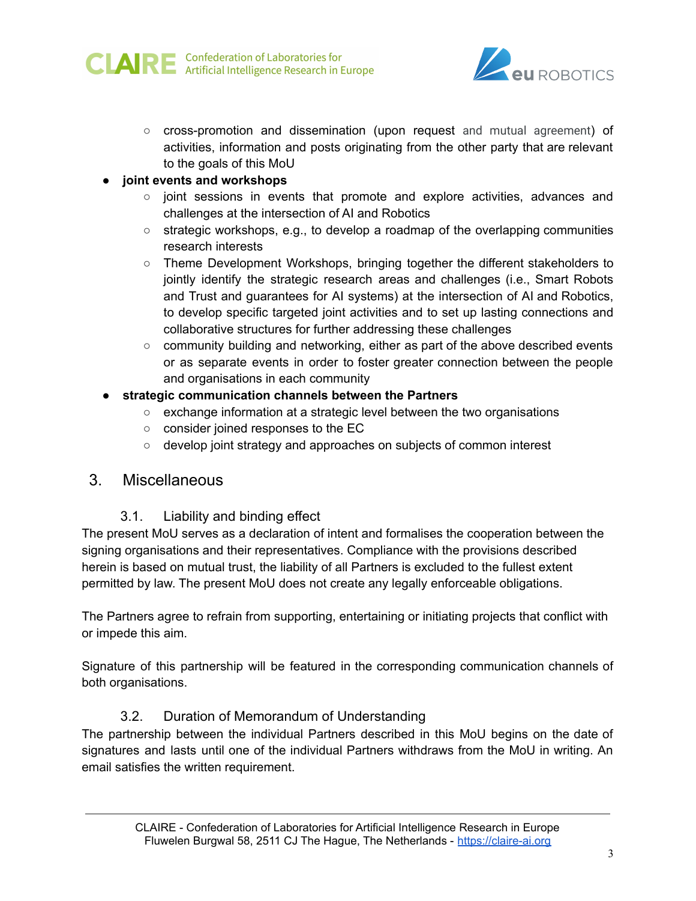- cross-promotion and dissemination (upon request and mutual agreement) of activities, information and posts originating from the other party that are relevant to the goals of this MoU
- **joint events and workshops**
    - joint sessions in events that promote and explore activities, advances and challenges at the intersection of AI and Robotics
    - strategic workshops, e.g., to develop a roadmap of the overlapping communities research interests
    - Theme Development Workshops, bringing together the different stakeholders to jointly identify the strategic research areas and challenges (i.e., Smart Robots and Trust and guarantees for AI systems) at the intersection of AI and Robotics, to develop specific targeted joint activities and to set up lasting connections and collaborative structures for further addressing these challenges
    - community building and networking, either as part of the above described events or as separate events in order to foster greater connection between the people and organisations in each community
- **strategic communication channels between the Partners**
    - exchange information at a strategic level between the two organisations
    - consider joined responses to the EC
    - develop joint strategy and approaches on subjects of common interest

## 3. Miscellaneous

### 3.1. Liability and binding effect

The present MoU serves as a declaration of intent and formalises the cooperation between the signing organisations and their representatives. Compliance with the provisions described herein is based on mutual trust, the liability of all Partners is excluded to the fullest extent permitted by law. The present MoU does not create any legally enforceable obligations.

The Partners agree to refrain from supporting, entertaining or initiating projects that conflict with or impede this aim.

Signature of this partnership will be featured in the corresponding communication channels of both organisations.

### 3.2. Duration of Memorandum of Understanding

The partnership between the individual Partners described in this MoU begins on the date of signatures and lasts until one of the individual Partners withdraws from the MoU in writing. An email satisfies the written requirement.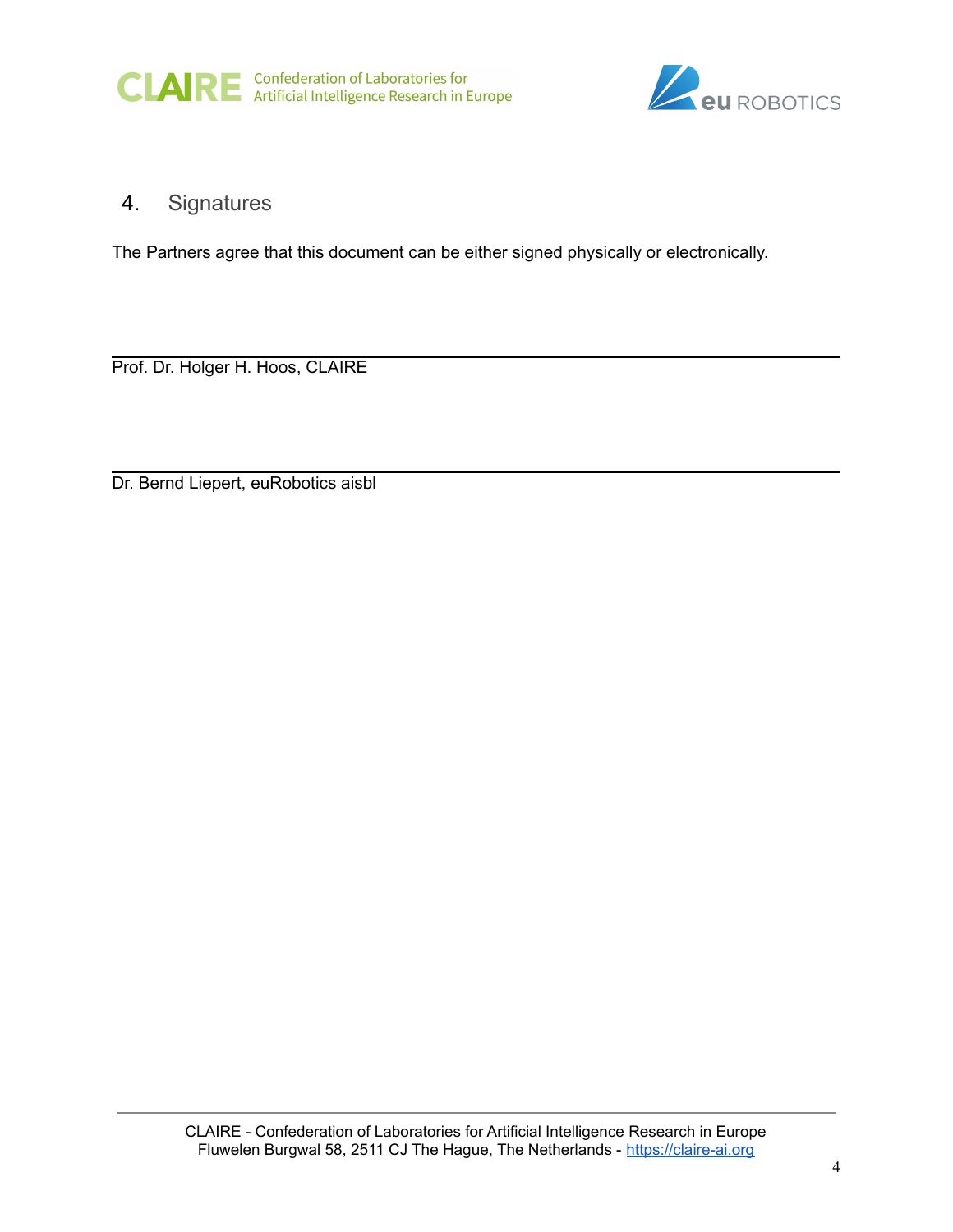## 4. Signatures

The Partners agree that this document can be either signed physically or electronically.

\_\_\_\_\_\_\_\_\_\_\_\_\_\_\_\_\_\_\_\_\_\_\_\_\_\_\_\_\_\_\_\_\_\_\_\_\_\_\_\_

Prof. Dr. Holger H. Hoos, CLAIRE

\_\_\_\_\_\_\_\_\_\_\_\_\_\_\_\_\_\_\_\_\_\_\_\_\_\_\_\_\_\_\_\_\_\_\_\_\_\_\_\_

Dr. Bernd Liepert, euRobotics aisbl